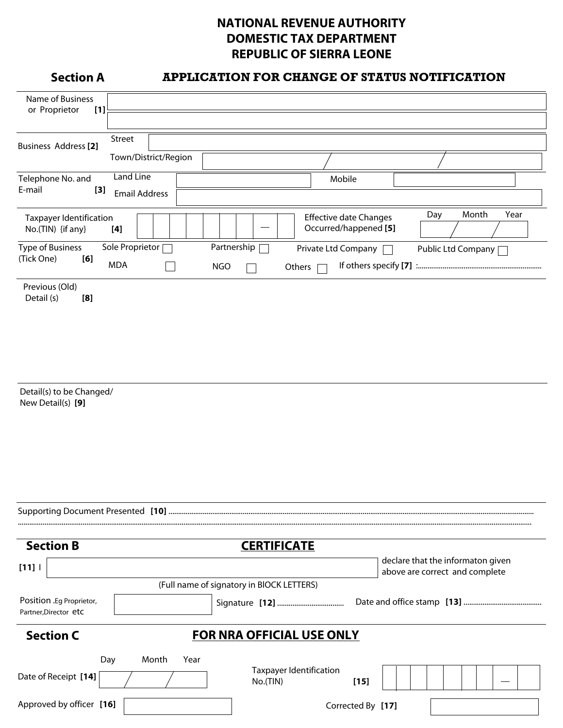# NATIONAL REVENUE AUTHORITY
# DOMESTIC TAX DEPARTMENT
# REPUBLIC OF SIERRA LEONE

## Section A — APPLICATION FOR CHANGE OF STATUS NOTIFICATION

Name of Business or Proprietor **[1]** ______________________________

Business Address **[2]**
- Street ______________________________
- Town/District/Region ______ / ______ / ______

Telephone No. and E-mail **[3]**
- Land Line ______________ Mobile ______________
- Email Address ______________________________

Taxpayer Identification No.(TIN) {if any} **[4]** _ _ _ _ _ _ _ _ — _

Effective date Changes Occurred/happened **[5]** Day / Month / Year: ____ / ____ / ____

Type of Business (Tick One) **[6]**
- Sole Proprietor ☐
- Partnership ☐
- Private Ltd Company ☐
- Public Ltd Company ☐
- MDA ☐
- NGO ☐
- Others ☐ If others specify **[7]** :.................................................................

Previous (Old) Detail (s) **[8]**

Detail(s) to be Changed/ New Detail(s) **[9]**

Supporting Document Presented **[10]** ..................................................................................................................................................................................
..................................................................................................................................................................................................................

## Section B — CERTIFICATE

**[11]** I ______________________________ declare that the informaton given above are correct and complete

(Full name of signatory in BIOCK LETTERS)

Position .Eg Proprietor, Partner,Director etc ______________ Signature **[12]** .................................. Date and office stamp **[13]** ........................................

## Section C — FOR NRA OFFICIAL USE ONLY

Date of Receipt **[14]** Day / Month / Year: ____ / ____ / ____

Taxpayer Identification No.(TIN) **[15]** _ _ _ _ _ _ _ _ — _

Approved by officer **[16]** ______________

Corrected By **[17]** ______________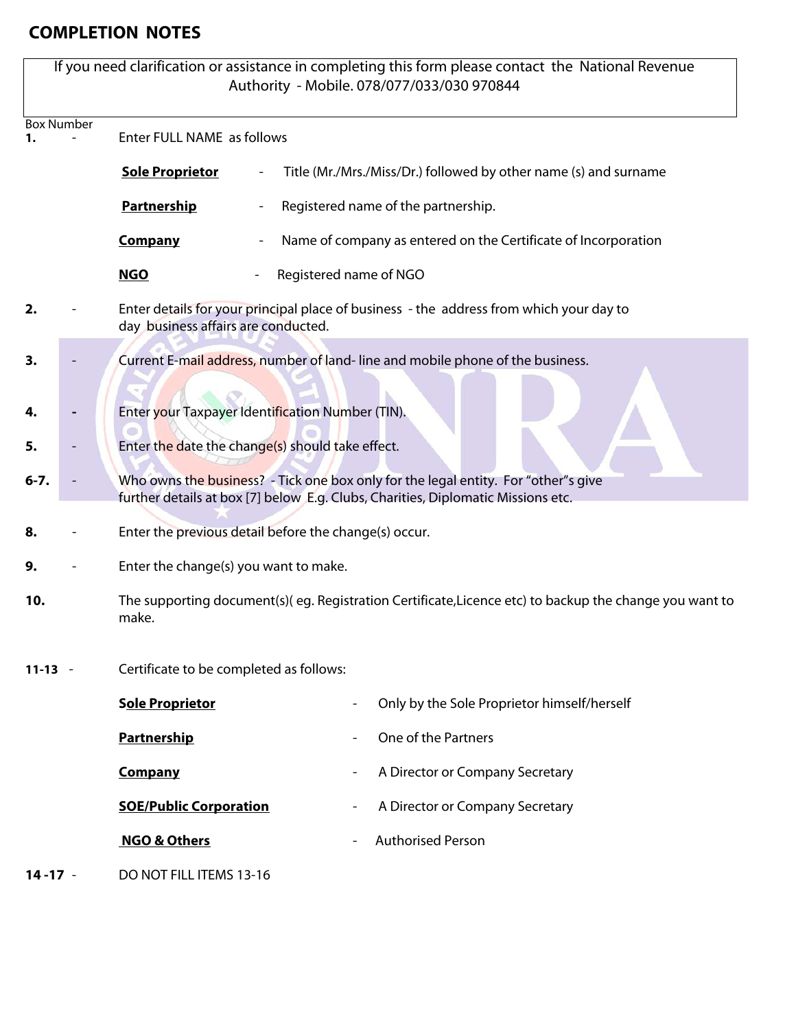## COMPLETION NOTES

If you need clarification or assistance in completing this form please contact the National Revenue Authority - Mobile. 078/077/033/030 970844

| Box Number | | |
|---|---|---|
| **1.** - | Enter FULL NAME as follows | |
| | **Sole Proprietor** | - Title (Mr./Mrs./Miss/Dr.) followed by other name (s) and surname |
| | **Partnership** | - Registered name of the partnership. |
| | **Company** | - Name of company as entered on the Certificate of Incorporation |
| | **NGO** | - Registered name of NGO |
| **2.** - | Enter details for your principal place of business - the address from which your day to day business affairs are conducted. | |
| **3.** - | Current E-mail address, number of land- line and mobile phone of the business. | |
| **4.** - | Enter your Taxpayer Identification Number (TIN). | |
| **5.** - | Enter the date the change(s) should take effect. | |
| **6-7.** - | Who owns the business? - Tick one box only for the legal entity. For "other"s give further details at box [7] below E.g. Clubs, Charities, Diplomatic Missions etc. | |
| **8.** - | Enter the previous detail before the change(s) occur. | |
| **9.** - | Enter the change(s) you want to make. | |
| **10.** | The supporting document(s)( eg. Registration Certificate,Licence etc) to backup the change you want to make. | |
| **11-13** - | Certificate to be completed as follows: | |
| | **Sole Proprietor** | - Only by the Sole Proprietor himself/herself |
| | **Partnership** | - One of the Partners |
| | **Company** | - A Director or Company Secretary |
| | **SOE/Public Corporation** | - A Director or Company Secretary |
| | **NGO & Others** | - Authorised Person |
| **14 -17** - | DO NOT FILL ITEMS 13-16 | |